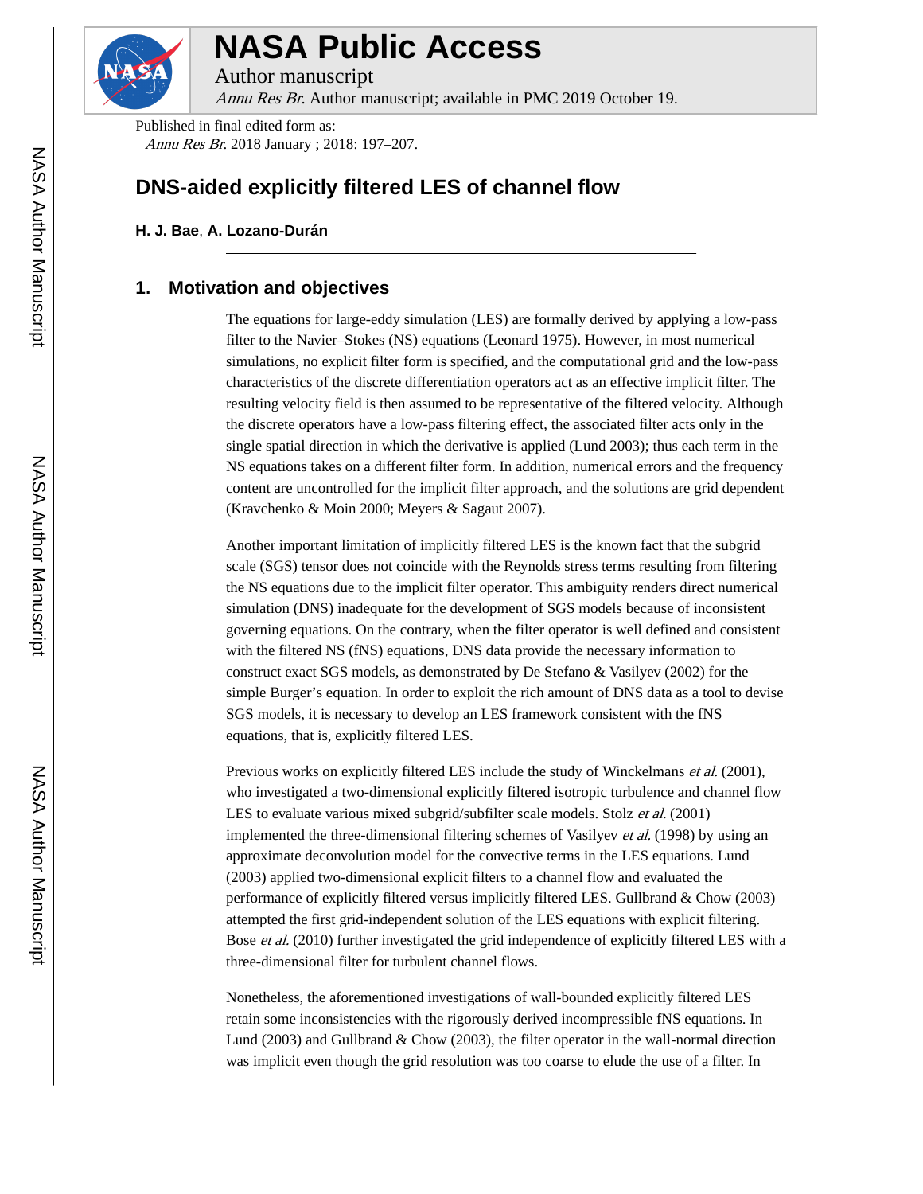# NASA Public Access

Author manuscript

*Annu Res Br.* Author manuscript; available in PMC 2019 October 19.

Published in final edited form as:

*Annu Res Br.* 2018 January ; 2018: 197–207.

# DNS-aided explicitly filtered LES of channel flow

**H. J. Bae**, **A. Lozano-Durán**

## 1. Motivation and objectives

The equations for large-eddy simulation (LES) are formally derived by applying a low-pass filter to the Navier–Stokes (NS) equations (Leonard 1975). However, in most numerical simulations, no explicit filter form is specified, and the computational grid and the low-pass characteristics of the discrete differentiation operators act as an effective implicit filter. The resulting velocity field is then assumed to be representative of the filtered velocity. Although the discrete operators have a low-pass filtering effect, the associated filter acts only in the single spatial direction in which the derivative is applied (Lund 2003); thus each term in the NS equations takes on a different filter form. In addition, numerical errors and the frequency content are uncontrolled for the implicit filter approach, and the solutions are grid dependent (Kravchenko & Moin 2000; Meyers & Sagaut 2007).

Another important limitation of implicitly filtered LES is the known fact that the subgrid scale (SGS) tensor does not coincide with the Reynolds stress terms resulting from filtering the NS equations due to the implicit filter operator. This ambiguity renders direct numerical simulation (DNS) inadequate for the development of SGS models because of inconsistent governing equations. On the contrary, when the filter operator is well defined and consistent with the filtered NS (fNS) equations, DNS data provide the necessary information to construct exact SGS models, as demonstrated by De Stefano & Vasilyev (2002) for the simple Burger's equation. In order to exploit the rich amount of DNS data as a tool to devise SGS models, it is necessary to develop an LES framework consistent with the fNS equations, that is, explicitly filtered LES.

Previous works on explicitly filtered LES include the study of Winckelmans *et al.* (2001), who investigated a two-dimensional explicitly filtered isotropic turbulence and channel flow LES to evaluate various mixed subgrid/subfilter scale models. Stolz *et al.* (2001) implemented the three-dimensional filtering schemes of Vasilyev *et al.* (1998) by using an approximate deconvolution model for the convective terms in the LES equations. Lund (2003) applied two-dimensional explicit filters to a channel flow and evaluated the performance of explicitly filtered versus implicitly filtered LES. Gullbrand & Chow (2003) attempted the first grid-independent solution of the LES equations with explicit filtering. Bose *et al.* (2010) further investigated the grid independence of explicitly filtered LES with a three-dimensional filter for turbulent channel flows.

Nonetheless, the aforementioned investigations of wall-bounded explicitly filtered LES retain some inconsistencies with the rigorously derived incompressible fNS equations. In Lund (2003) and Gullbrand & Chow (2003), the filter operator in the wall-normal direction was implicit even though the grid resolution was too coarse to elude the use of a filter. In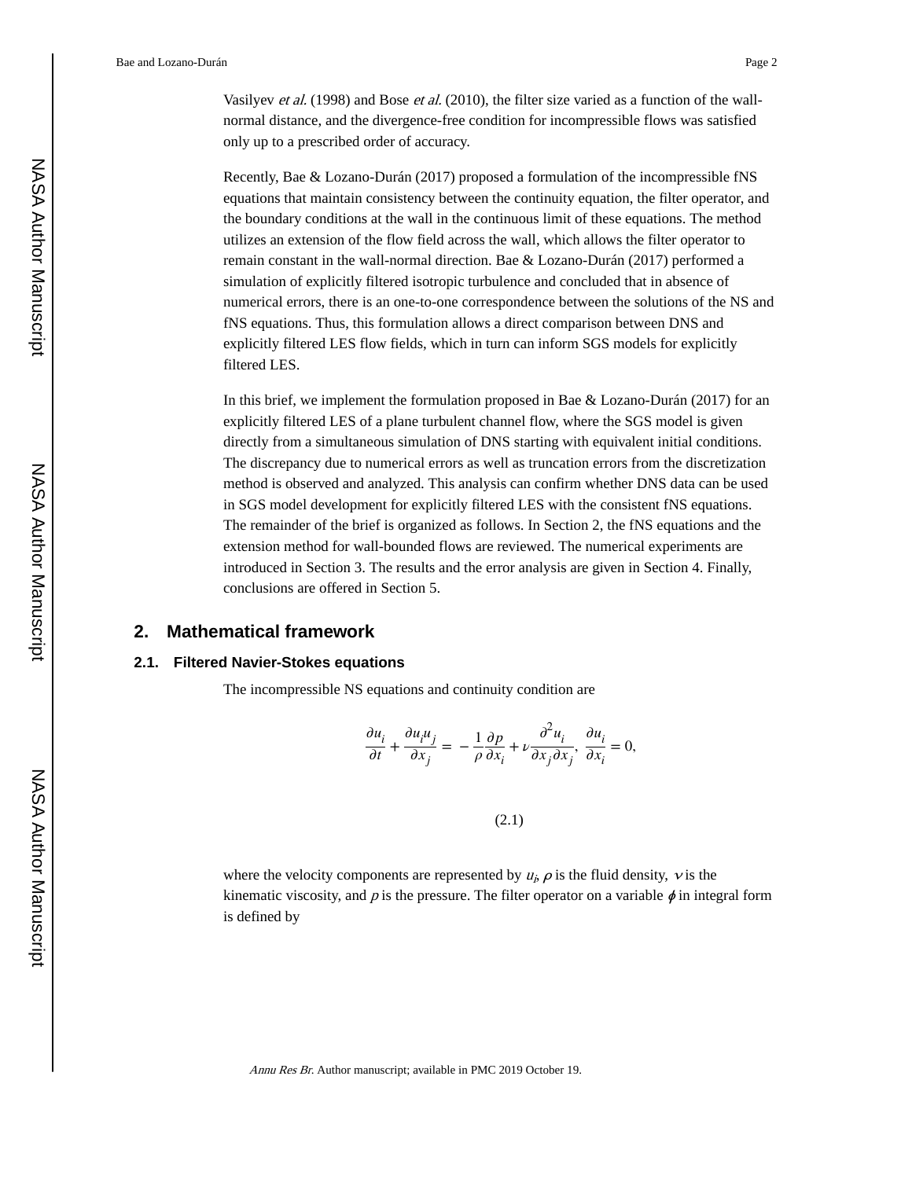Vasilyev *et al.* (1998) and Bose *et al.* (2010), the filter size varied as a function of the wall-normal distance, and the divergence-free condition for incompressible flows was satisfied only up to a prescribed order of accuracy.

Recently, Bae & Lozano-Durán (2017) proposed a formulation of the incompressible fNS equations that maintain consistency between the continuity equation, the filter operator, and the boundary conditions at the wall in the continuous limit of these equations. The method utilizes an extension of the flow field across the wall, which allows the filter operator to remain constant in the wall-normal direction. Bae & Lozano-Durán (2017) performed a simulation of explicitly filtered isotropic turbulence and concluded that in absence of numerical errors, there is an one-to-one correspondence between the solutions of the NS and fNS equations. Thus, this formulation allows a direct comparison between DNS and explicitly filtered LES flow fields, which in turn can inform SGS models for explicitly filtered LES.

In this brief, we implement the formulation proposed in Bae & Lozano-Durán (2017) for an explicitly filtered LES of a plane turbulent channel flow, where the SGS model is given directly from a simultaneous simulation of DNS starting with equivalent initial conditions. The discrepancy due to numerical errors as well as truncation errors from the discretization method is observed and analyzed. This analysis can confirm whether DNS data can be used in SGS model development for explicitly filtered LES with the consistent fNS equations. The remainder of the brief is organized as follows. In Section 2, the fNS equations and the extension method for wall-bounded flows are reviewed. The numerical experiments are introduced in Section 3. The results and the error analysis are given in Section 4. Finally, conclusions are offered in Section 5.

## 2. Mathematical framework

### 2.1. Filtered Navier-Stokes equations

The incompressible NS equations and continuity condition are

$$\frac{\partial u_i}{\partial t} + \frac{\partial u_i u_j}{\partial x_j} = -\frac{1}{\rho}\frac{\partial p}{\partial x_i} + \nu \frac{\partial^2 u_i}{\partial x_j \partial x_j}, \quad \frac{\partial u_i}{\partial x_i} = 0, \tag{2.1}$$

where the velocity components are represented by $u_i$, $\rho$ is the fluid density, $\nu$ is the kinematic viscosity, and $p$ is the pressure. The filter operator on a variable $\phi$ in integral form is defined by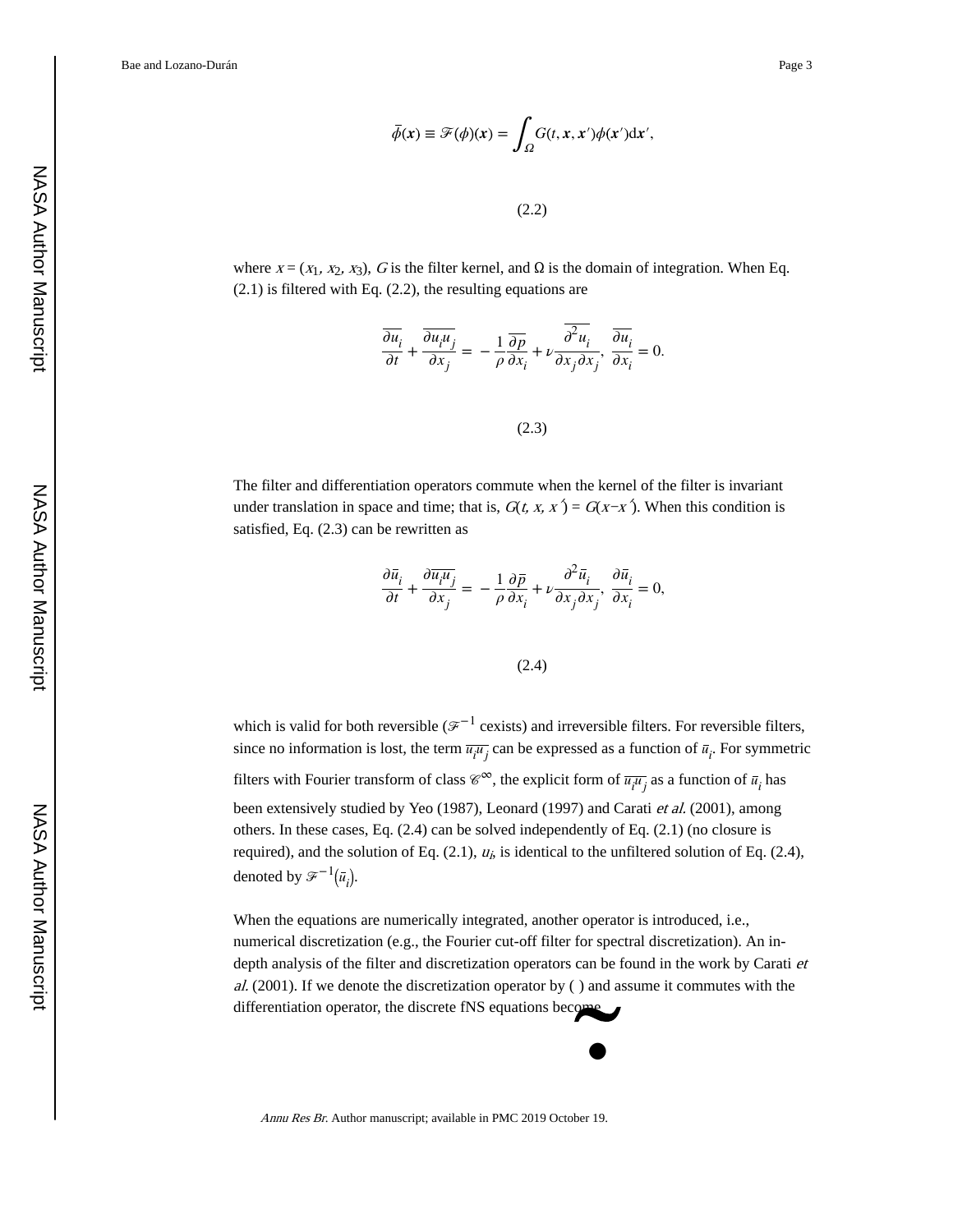$$\bar{\phi}(\boldsymbol{x}) \equiv \mathscr{F}(\phi)(\boldsymbol{x}) = \int_{\Omega} G(t, \boldsymbol{x}, \boldsymbol{x}')\phi(\boldsymbol{x}')\mathrm{d}\boldsymbol{x}',$$

(2.2)

where $x = (x_1, x_2, x_3)$, $G$ is the filter kernel, and Ω is the domain of integration. When Eq. (2.1) is filtered with Eq. (2.2), the resulting equations are

$$\overline{\frac{\partial u_i}{\partial t}} + \overline{\frac{\partial u_i u_j}{\partial x_j}} = -\frac{1}{\rho}\overline{\frac{\partial p}{\partial x_i}} + \nu\overline{\frac{\partial^2 u_i}{\partial x_j \partial x_j}}, \ \overline{\frac{\partial u_i}{\partial x_i}} = 0.$$

(2.3)

The filter and differentiation operators commute when the kernel of the filter is invariant under translation in space and time; that is, $G(t, x, x') = G(x-x')$. When this condition is satisfied, Eq. (2.3) can be rewritten as

$$\frac{\partial \bar{u}_i}{\partial t} + \frac{\partial \overline{u_i u_j}}{\partial x_j} = -\frac{1}{\rho}\frac{\partial \bar{p}}{\partial x_i} + \nu\frac{\partial^2 \bar{u}_i}{\partial x_j \partial x_j}, \ \frac{\partial \bar{u}_i}{\partial x_i} = 0,$$

(2.4)

which is valid for both reversible ($\mathscr{F}^{-1}$ cexists) and irreversible filters. For reversible filters, since no information is lost, the term $\overline{u_i u_j}$ can be expressed as a function of $\bar{u}_i$. For symmetric filters with Fourier transform of class $\mathscr{C}^{\infty}$, the explicit form of $\overline{u_i u_j}$ as a function of $\bar{u}_i$ has been extensively studied by Yeo (1987), Leonard (1997) and Carati *et al.* (2001), among others. In these cases, Eq. (2.4) can be solved independently of Eq. (2.1) (no closure is required), and the solution of Eq. (2.1), $u_i$, is identical to the unfiltered solution of Eq. (2.4), denoted by $\mathscr{F}^{-1}(\bar{u}_i)$.

When the equations are numerically integrated, another operator is introduced, i.e., numerical discretization (e.g., the Fourier cut-off filter for spectral discretization). An in-depth analysis of the filter and discretization operators can be found in the work by Carati *et al.* (2001). If we denote the discretization operator by $\tilde{(\,)}$ and assume it commutes with the differentiation operator, the discrete fNS equations become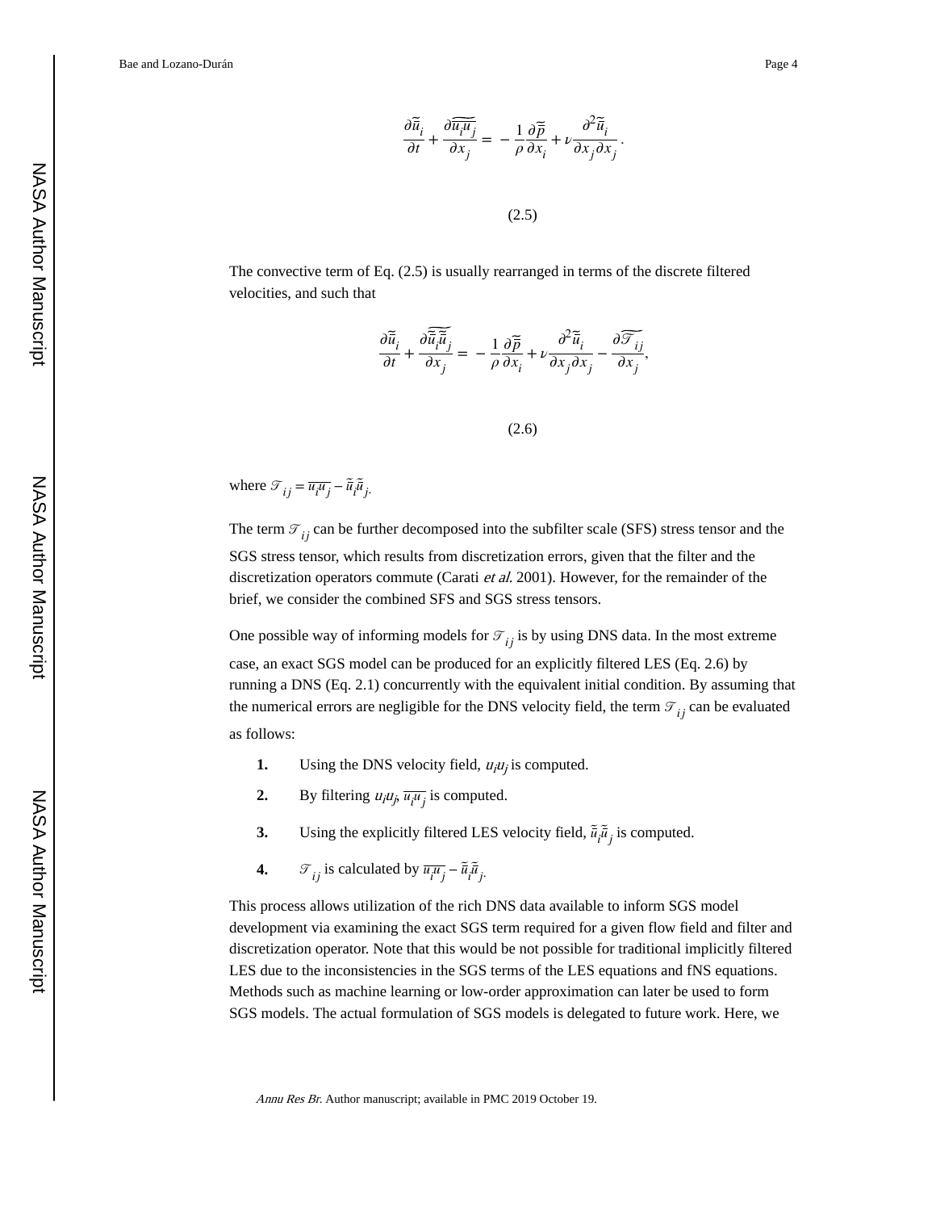$$\frac{\partial \tilde{\bar{u}}_i}{\partial t} + \frac{\partial \widetilde{\overline{u_i u_j}}}{\partial x_j} = -\frac{1}{\rho}\frac{\partial \tilde{\bar{p}}}{\partial x_i} + \nu \frac{\partial^2 \tilde{\bar{u}}_i}{\partial x_j \partial x_j}. \tag{2.5}$$

The convective term of Eq. (2.5) is usually rearranged in terms of the discrete filtered velocities, and such that

$$\frac{\partial \tilde{\bar{u}}_i}{\partial t} + \frac{\partial \widetilde{\tilde{\bar{u}}_i \tilde{\bar{u}}_j}}{\partial x_j} = -\frac{1}{\rho}\frac{\partial \tilde{\bar{p}}}{\partial x_i} + \nu \frac{\partial^2 \tilde{\bar{u}}_i}{\partial x_j \partial x_j} - \frac{\partial \widetilde{\mathscr{T}}_{ij}}{\partial x_j}, \tag{2.6}$$

where $\mathscr{T}_{ij} = \overline{u_i u_j} - \tilde{\bar{u}}_i \tilde{\bar{u}}_j$.

The term $\mathscr{T}_{ij}$ can be further decomposed into the subfilter scale (SFS) stress tensor and the SGS stress tensor, which results from discretization errors, given that the filter and the discretization operators commute (Carati *et al.* 2001). However, for the remainder of the brief, we consider the combined SFS and SGS stress tensors.

One possible way of informing models for $\mathscr{T}_{ij}$ is by using DNS data. In the most extreme case, an exact SGS model can be produced for an explicitly filtered LES (Eq. 2.6) by running a DNS (Eq. 2.1) concurrently with the equivalent initial condition. By assuming that the numerical errors are negligible for the DNS velocity field, the term $\mathscr{T}_{ij}$ can be evaluated as follows:

1. Using the DNS velocity field, $u_i u_j$ is computed.
2. By filtering $u_i u_j$, $\overline{u_i u_j}$ is computed.
3. Using the explicitly filtered LES velocity field, $\tilde{\bar{u}}_i \tilde{\bar{u}}_j$ is computed.
4. $\mathscr{T}_{ij}$ is calculated by $\overline{u_i u_j} - \tilde{\bar{u}}_i \tilde{\bar{u}}_j$.

This process allows utilization of the rich DNS data available to inform SGS model development via examining the exact SGS term required for a given flow field and filter and discretization operator. Note that this would be not possible for traditional implicitly filtered LES due to the inconsistencies in the SGS terms of the LES equations and fNS equations. Methods such as machine learning or low-order approximation can later be used to form SGS models. The actual formulation of SGS models is delegated to future work. Here, we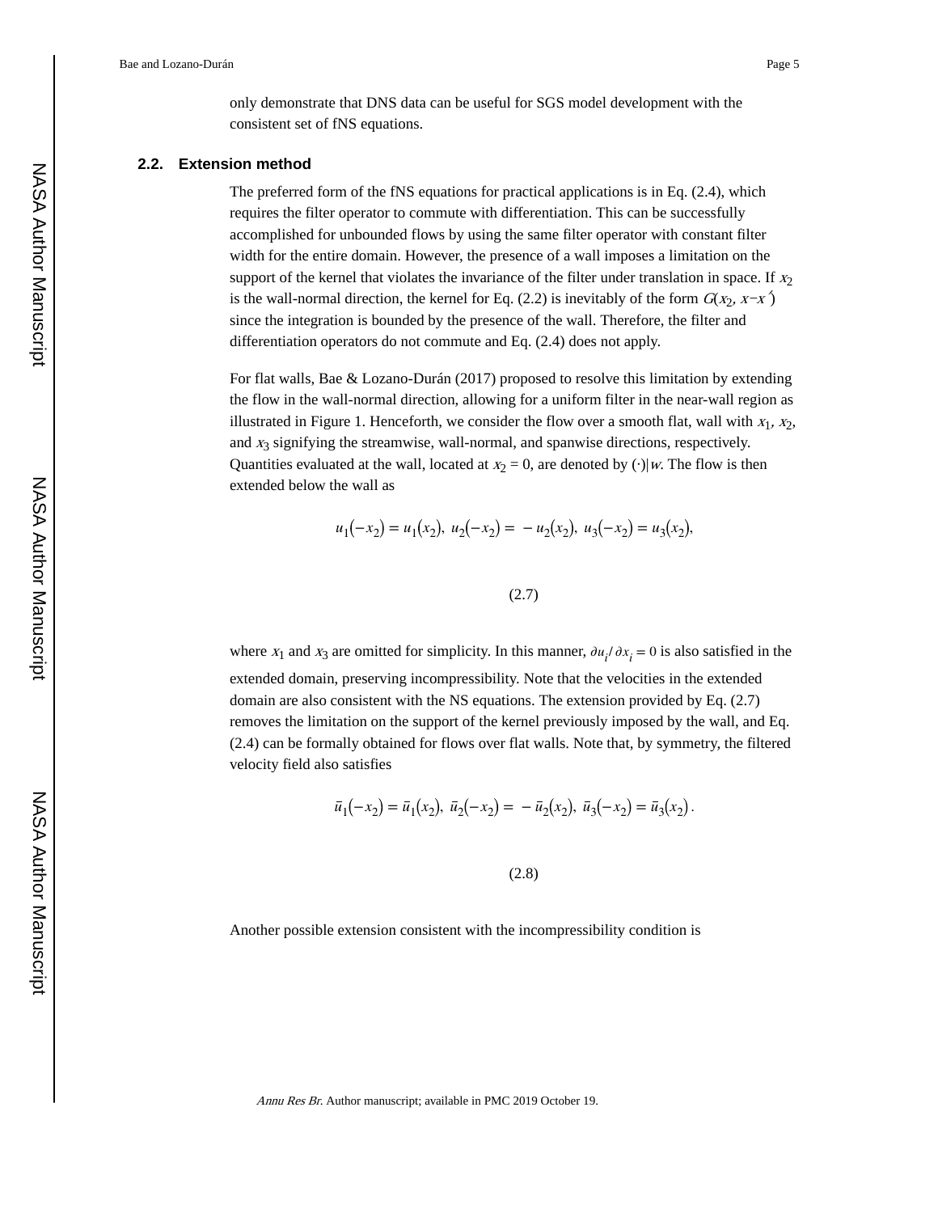only demonstrate that DNS data can be useful for SGS model development with the consistent set of fNS equations.

## 2.2. Extension method

The preferred form of the fNS equations for practical applications is in Eq. (2.4), which requires the filter operator to commute with differentiation. This can be successfully accomplished for unbounded flows by using the same filter operator with constant filter width for the entire domain. However, the presence of a wall imposes a limitation on the support of the kernel that violates the invariance of the filter under translation in space. If $x_2$ is the wall-normal direction, the kernel for Eq. (2.2) is inevitably of the form $G(x_2, x-x')$ since the integration is bounded by the presence of the wall. Therefore, the filter and differentiation operators do not commute and Eq. (2.4) does not apply.

For flat walls, Bae & Lozano-Durán (2017) proposed to resolve this limitation by extending the flow in the wall-normal direction, allowing for a uniform filter in the near-wall region as illustrated in Figure 1. Henceforth, we consider the flow over a smooth flat, wall with $x_1$, $x_2$, and $x_3$ signifying the streamwise, wall-normal, and spanwise directions, respectively. Quantities evaluated at the wall, located at $x_2 = 0$, are denoted by $(\cdot)|_w$. The flow is then extended below the wall as

$$u_1(-x_2) = u_1(x_2),\ u_2(-x_2) = -u_2(x_2),\ u_3(-x_2) = u_3(x_2), \tag{2.7}$$

where $x_1$ and $x_3$ are omitted for simplicity. In this manner, $\partial u_i / \partial x_i = 0$ is also satisfied in the extended domain, preserving incompressibility. Note that the velocities in the extended domain are also consistent with the NS equations. The extension provided by Eq. (2.7) removes the limitation on the support of the kernel previously imposed by the wall, and Eq. (2.4) can be formally obtained for flows over flat walls. Note that, by symmetry, the filtered velocity field also satisfies

$$\bar{u}_1(-x_2) = \bar{u}_1(x_2),\ \bar{u}_2(-x_2) = -\bar{u}_2(x_2),\ \bar{u}_3(-x_2) = \bar{u}_3(x_2). \tag{2.8}$$

Another possible extension consistent with the incompressibility condition is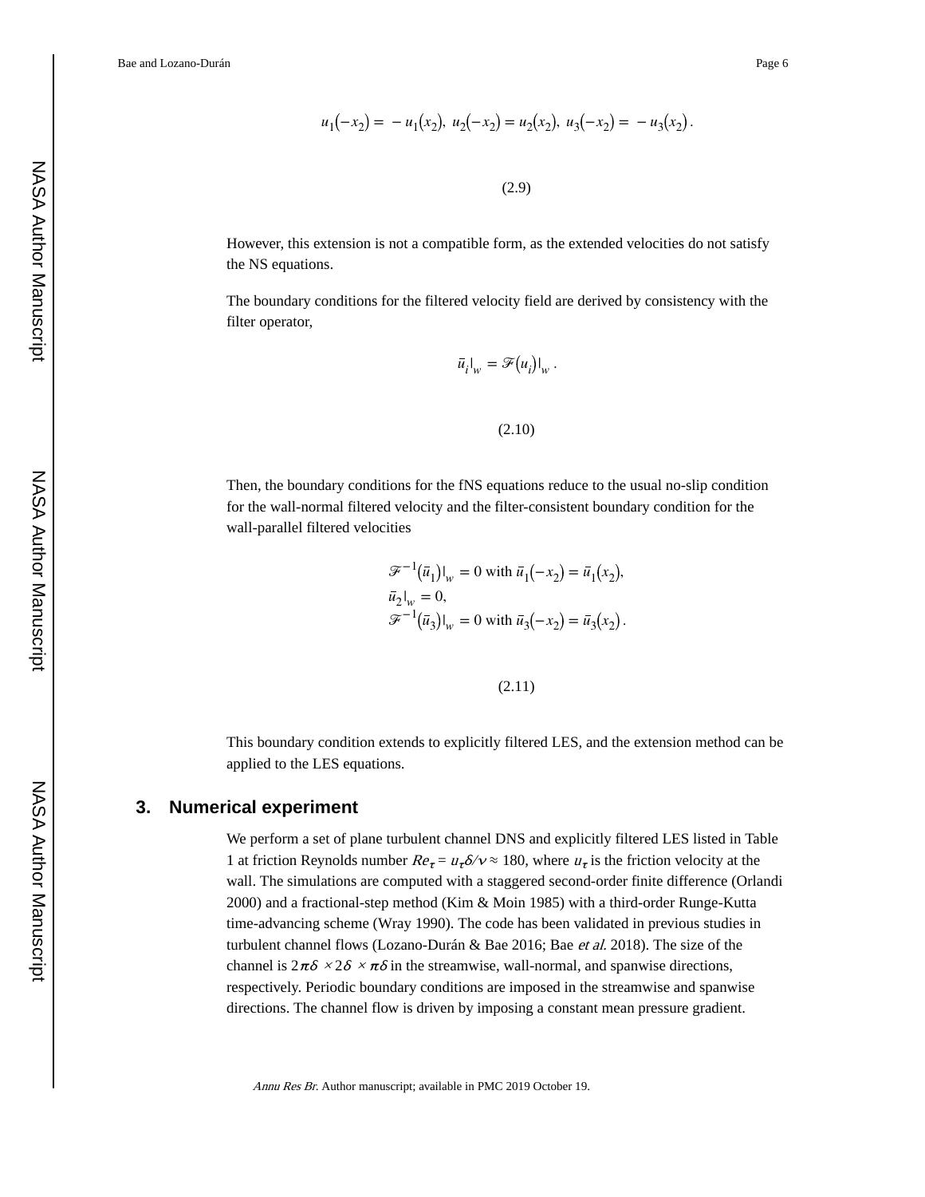$$u_1(-x_2) = -u_1(x_2),\ u_2(-x_2) = u_2(x_2),\ u_3(-x_2) = -u_3(x_2).$$

(2.9)

However, this extension is not a compatible form, as the extended velocities do not satisfy the NS equations.

The boundary conditions for the filtered velocity field are derived by consistency with the filter operator,

$$\bar{u}_i|_w = \mathscr{F}(u_i)|_w.$$

(2.10)

Then, the boundary conditions for the fNS equations reduce to the usual no-slip condition for the wall-normal filtered velocity and the filter-consistent boundary condition for the wall-parallel filtered velocities

$$\begin{aligned}
&\mathscr{F}^{-1}(\bar{u}_1)|_w = 0 \text{ with } \bar{u}_1(-x_2) = \bar{u}_1(x_2), \\
&\bar{u}_2|_w = 0, \\
&\mathscr{F}^{-1}(\bar{u}_3)|_w = 0 \text{ with } \bar{u}_3(-x_2) = \bar{u}_3(x_2).
\end{aligned}$$

(2.11)

This boundary condition extends to explicitly filtered LES, and the extension method can be applied to the LES equations.

## 3. Numerical experiment

We perform a set of plane turbulent channel DNS and explicitly filtered LES listed in Table 1 at friction Reynolds number $Re_\tau = u_\tau\delta/\nu \approx 180$, where $u_\tau$ is the friction velocity at the wall. The simulations are computed with a staggered second-order finite difference (Orlandi 2000) and a fractional-step method (Kim & Moin 1985) with a third-order Runge-Kutta time-advancing scheme (Wray 1990). The code has been validated in previous studies in turbulent channel flows (Lozano-Durán & Bae 2016; Bae *et al.* 2018). The size of the channel is $2\pi\delta \times 2\delta \times \pi\delta$ in the streamwise, wall-normal, and spanwise directions, respectively. Periodic boundary conditions are imposed in the streamwise and spanwise directions. The channel flow is driven by imposing a constant mean pressure gradient.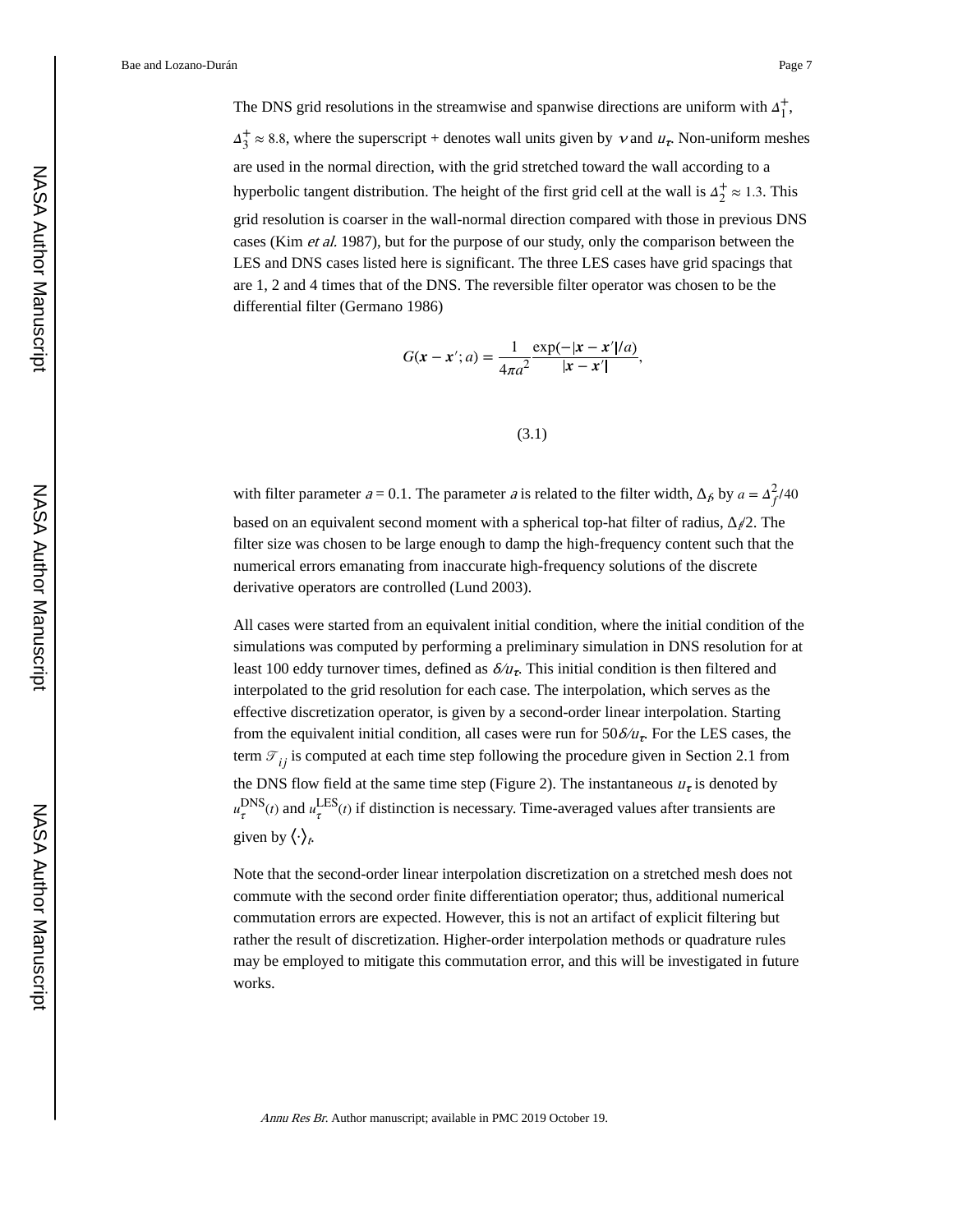The DNS grid resolutions in the streamwise and spanwise directions are uniform with $\Delta_1^+$, $\Delta_3^+ \approx 8.8$, where the superscript + denotes wall units given by $\nu$ and $u_\tau$. Non-uniform meshes are used in the normal direction, with the grid stretched toward the wall according to a hyperbolic tangent distribution. The height of the first grid cell at the wall is $\Delta_2^+ \approx 1.3$. This grid resolution is coarser in the wall-normal direction compared with those in previous DNS cases (Kim *et al.* 1987), but for the purpose of our study, only the comparison between the LES and DNS cases listed here is significant. The three LES cases have grid spacings that are 1, 2 and 4 times that of the DNS. The reversible filter operator was chosen to be the differential filter (Germano 1986)

$$G(\boldsymbol{x} - \boldsymbol{x}'; a) = \frac{1}{4\pi a^2} \frac{\exp(-|\boldsymbol{x} - \boldsymbol{x}'|/a)}{|\boldsymbol{x} - \boldsymbol{x}'|}, \tag{3.1}$$

with filter parameter $a = 0.1$. The parameter $a$ is related to the filter width, $\Delta_f$, by $a = \Delta_f^2/40$ based on an equivalent second moment with a spherical top-hat filter of radius, $\Delta_f/2$. The filter size was chosen to be large enough to damp the high-frequency content such that the numerical errors emanating from inaccurate high-frequency solutions of the discrete derivative operators are controlled (Lund 2003).

All cases were started from an equivalent initial condition, where the initial condition of the simulations was computed by performing a preliminary simulation in DNS resolution for at least 100 eddy turnover times, defined as $\delta/u_\tau$. This initial condition is then filtered and interpolated to the grid resolution for each case. The interpolation, which serves as the effective discretization operator, is given by a second-order linear interpolation. Starting from the equivalent initial condition, all cases were run for $50\delta/u_\tau$. For the LES cases, the term $\mathcal{T}_{ij}$ is computed at each time step following the procedure given in Section 2.1 from the DNS flow field at the same time step (Figure 2). The instantaneous $u_\tau$ is denoted by $u_\tau^{\text{DNS}}(t)$ and $u_\tau^{\text{LES}}(t)$ if distinction is necessary. Time-averaged values after transients are given by $\langle \cdot \rangle_t$.

Note that the second-order linear interpolation discretization on a stretched mesh does not commute with the second order finite differentiation operator; thus, additional numerical commutation errors are expected. However, this is not an artifact of explicit filtering but rather the result of discretization. Higher-order interpolation methods or quadrature rules may be employed to mitigate this commutation error, and this will be investigated in future works.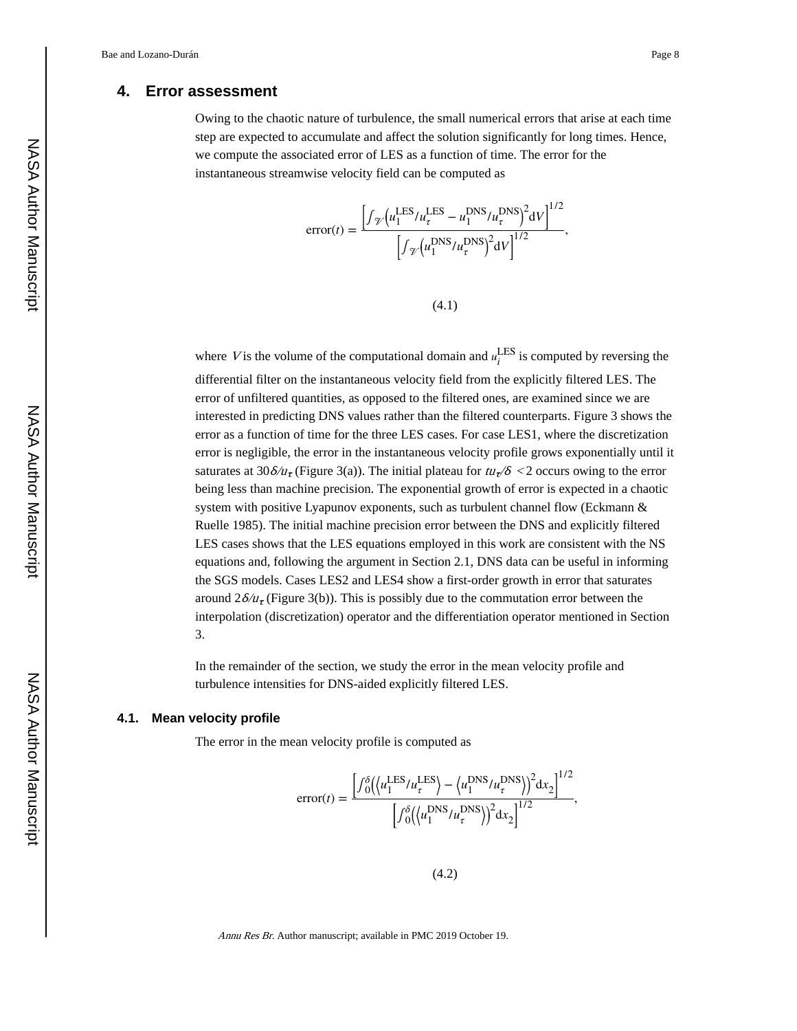## 4. Error assessment

Owing to the chaotic nature of turbulence, the small numerical errors that arise at each time step are expected to accumulate and affect the solution significantly for long times. Hence, we compute the associated error of LES as a function of time. The error for the instantaneous streamwise velocity field can be computed as

$$\text{error}(t) = \frac{\left[\int_{\mathscr{V}} \left(u_1^{\text{LES}}/u_\tau^{\text{LES}} - u_1^{\text{DNS}}/u_\tau^{\text{DNS}}\right)^2 \text{d}V\right]^{1/2}}{\left[\int_{\mathscr{V}} \left(u_1^{\text{DNS}}/u_\tau^{\text{DNS}}\right)^2 \text{d}V\right]^{1/2}}, \tag{4.1}$$

where $V$ is the volume of the computational domain and $u_i^{\text{LES}}$ is computed by reversing the differential filter on the instantaneous velocity field from the explicitly filtered LES. The error of unfiltered quantities, as opposed to the filtered ones, are examined since we are interested in predicting DNS values rather than the filtered counterparts. Figure 3 shows the error as a function of time for the three LES cases. For case LES1, where the discretization error is negligible, the error in the instantaneous velocity profile grows exponentially until it saturates at $30\delta/u_\tau$ (Figure 3(a)). The initial plateau for $tu_\tau/\delta < 2$ occurs owing to the error being less than machine precision. The exponential growth of error is expected in a chaotic system with positive Lyapunov exponents, such as turbulent channel flow (Eckmann & Ruelle 1985). The initial machine precision error between the DNS and explicitly filtered LES cases shows that the LES equations employed in this work are consistent with the NS equations and, following the argument in Section 2.1, DNS data can be useful in informing the SGS models. Cases LES2 and LES4 show a first-order growth in error that saturates around $2\delta/u_\tau$ (Figure 3(b)). This is possibly due to the commutation error between the interpolation (discretization) operator and the differentiation operator mentioned in Section 3.

In the remainder of the section, we study the error in the mean velocity profile and turbulence intensities for DNS-aided explicitly filtered LES.

### 4.1. Mean velocity profile

The error in the mean velocity profile is computed as

$$\text{error}(t) = \frac{\left[\int_0^\delta \left(\left\langle u_1^{\text{LES}}/u_\tau^{\text{LES}}\right\rangle - \left\langle u_1^{\text{DNS}}/u_\tau^{\text{DNS}}\right\rangle\right)^2 \text{d}x_2\right]^{1/2}}{\left[\int_0^\delta \left(\left\langle u_1^{\text{DNS}}/u_\tau^{\text{DNS}}\right\rangle\right)^2 \text{d}x_2\right]^{1/2}}, \tag{4.2}$$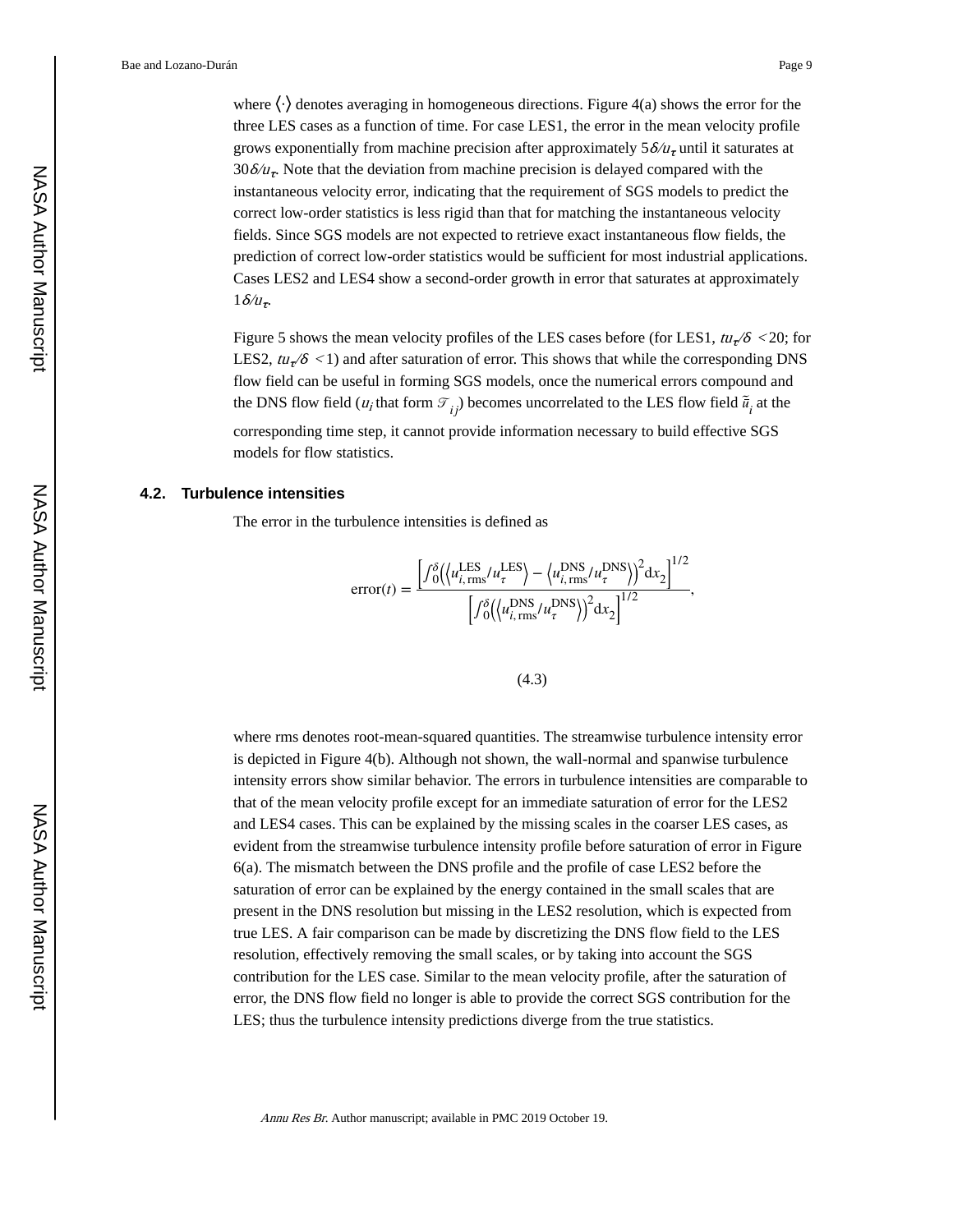where $\langle\cdot\rangle$ denotes averaging in homogeneous directions. Figure 4(a) shows the error for the three LES cases as a function of time. For case LES1, the error in the mean velocity profile grows exponentially from machine precision after approximately $5\delta/u_\tau$ until it saturates at $30\delta/u_\tau$. Note that the deviation from machine precision is delayed compared with the instantaneous velocity error, indicating that the requirement of SGS models to predict the correct low-order statistics is less rigid than that for matching the instantaneous velocity fields. Since SGS models are not expected to retrieve exact instantaneous flow fields, the prediction of correct low-order statistics would be sufficient for most industrial applications. Cases LES2 and LES4 show a second-order growth in error that saturates at approximately $1\delta/u_\tau$.

Figure 5 shows the mean velocity profiles of the LES cases before (for LES1, $tu_\tau/\delta < 20$; for LES2, $tu_\tau/\delta < 1$) and after saturation of error. This shows that while the corresponding DNS flow field can be useful in forming SGS models, once the numerical errors compound and the DNS flow field ($u_i$ that form $\mathcal{T}_{ij}$) becomes uncorrelated to the LES flow field $\bar{\tilde{u}}_i$ at the corresponding time step, it cannot provide information necessary to build effective SGS models for flow statistics.

### 4.2. Turbulence intensities

The error in the turbulence intensities is defined as

$$\mathrm{error}(t) = \frac{\left[\int_0^\delta \left(\left\langle u_{i,\mathrm{rms}}^{\mathrm{LES}}/u_\tau^{\mathrm{LES}}\right\rangle - \left\langle u_{i,\mathrm{rms}}^{\mathrm{DNS}}/u_\tau^{\mathrm{DNS}}\right\rangle\right)^2 \mathrm{d}x_2\right]^{1/2}}{\left[\int_0^\delta \left(\left\langle u_{i,\mathrm{rms}}^{\mathrm{DNS}}/u_\tau^{\mathrm{DNS}}\right\rangle\right)^2 \mathrm{d}x_2\right]^{1/2}}, \tag{4.3}$$

where rms denotes root-mean-squared quantities. The streamwise turbulence intensity error is depicted in Figure 4(b). Although not shown, the wall-normal and spanwise turbulence intensity errors show similar behavior. The errors in turbulence intensities are comparable to that of the mean velocity profile except for an immediate saturation of error for the LES2 and LES4 cases. This can be explained by the missing scales in the coarser LES cases, as evident from the streamwise turbulence intensity profile before saturation of error in Figure 6(a). The mismatch between the DNS profile and the profile of case LES2 before the saturation of error can be explained by the energy contained in the small scales that are present in the DNS resolution but missing in the LES2 resolution, which is expected from true LES. A fair comparison can be made by discretizing the DNS flow field to the LES resolution, effectively removing the small scales, or by taking into account the SGS contribution for the LES case. Similar to the mean velocity profile, after the saturation of error, the DNS flow field no longer is able to provide the correct SGS contribution for the LES; thus the turbulence intensity predictions diverge from the true statistics.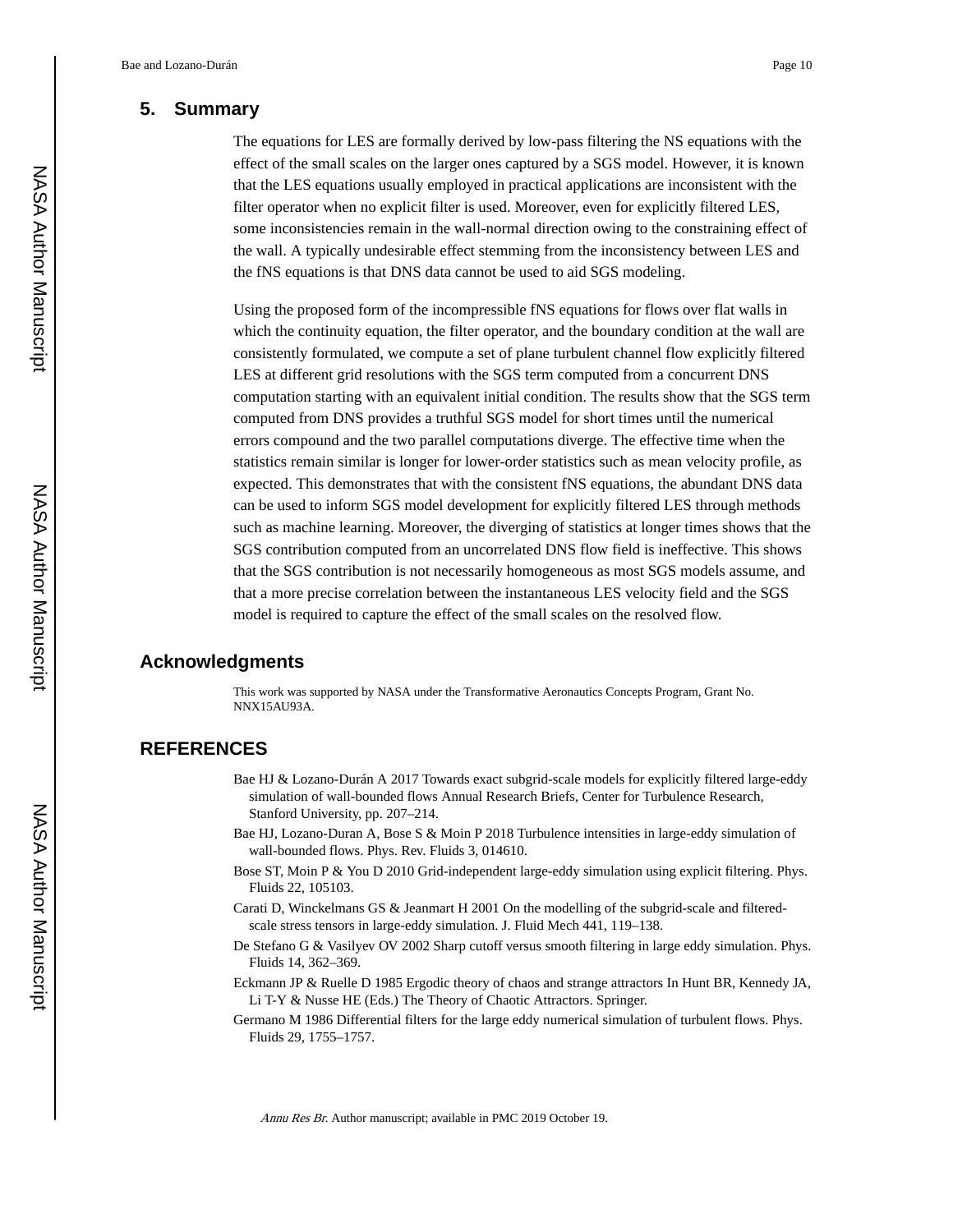## 5. Summary

The equations for LES are formally derived by low-pass filtering the NS equations with the effect of the small scales on the larger ones captured by a SGS model. However, it is known that the LES equations usually employed in practical applications are inconsistent with the filter operator when no explicit filter is used. Moreover, even for explicitly filtered LES, some inconsistencies remain in the wall-normal direction owing to the constraining effect of the wall. A typically undesirable effect stemming from the inconsistency between LES and the fNS equations is that DNS data cannot be used to aid SGS modeling.

Using the proposed form of the incompressible fNS equations for flows over flat walls in which the continuity equation, the filter operator, and the boundary condition at the wall are consistently formulated, we compute a set of plane turbulent channel flow explicitly filtered LES at different grid resolutions with the SGS term computed from a concurrent DNS computation starting with an equivalent initial condition. The results show that the SGS term computed from DNS provides a truthful SGS model for short times until the numerical errors compound and the two parallel computations diverge. The effective time when the statistics remain similar is longer for lower-order statistics such as mean velocity profile, as expected. This demonstrates that with the consistent fNS equations, the abundant DNS data can be used to inform SGS model development for explicitly filtered LES through methods such as machine learning. Moreover, the diverging of statistics at longer times shows that the SGS contribution computed from an uncorrelated DNS flow field is ineffective. This shows that the SGS contribution is not necessarily homogeneous as most SGS models assume, and that a more precise correlation between the instantaneous LES velocity field and the SGS model is required to capture the effect of the small scales on the resolved flow.

## Acknowledgments

This work was supported by NASA under the Transformative Aeronautics Concepts Program, Grant No. NNX15AU93A.

## REFERENCES

Bae HJ & Lozano-Durán A 2017 Towards exact subgrid-scale models for explicitly filtered large-eddy simulation of wall-bounded flows Annual Research Briefs, Center for Turbulence Research, Stanford University, pp. 207–214.

Bae HJ, Lozano-Duran A, Bose S & Moin P 2018 Turbulence intensities in large-eddy simulation of wall-bounded flows. Phys. Rev. Fluids 3, 014610.

Bose ST, Moin P & You D 2010 Grid-independent large-eddy simulation using explicit filtering. Phys. Fluids 22, 105103.

Carati D, Winckelmans GS & Jeanmart H 2001 On the modelling of the subgrid-scale and filtered-scale stress tensors in large-eddy simulation. J. Fluid Mech 441, 119–138.

De Stefano G & Vasilyev OV 2002 Sharp cutoff versus smooth filtering in large eddy simulation. Phys. Fluids 14, 362–369.

Eckmann JP & Ruelle D 1985 Ergodic theory of chaos and strange attractors In Hunt BR, Kennedy JA, Li T-Y & Nusse HE (Eds.) The Theory of Chaotic Attractors. Springer.

Germano M 1986 Differential filters for the large eddy numerical simulation of turbulent flows. Phys. Fluids 29, 1755–1757.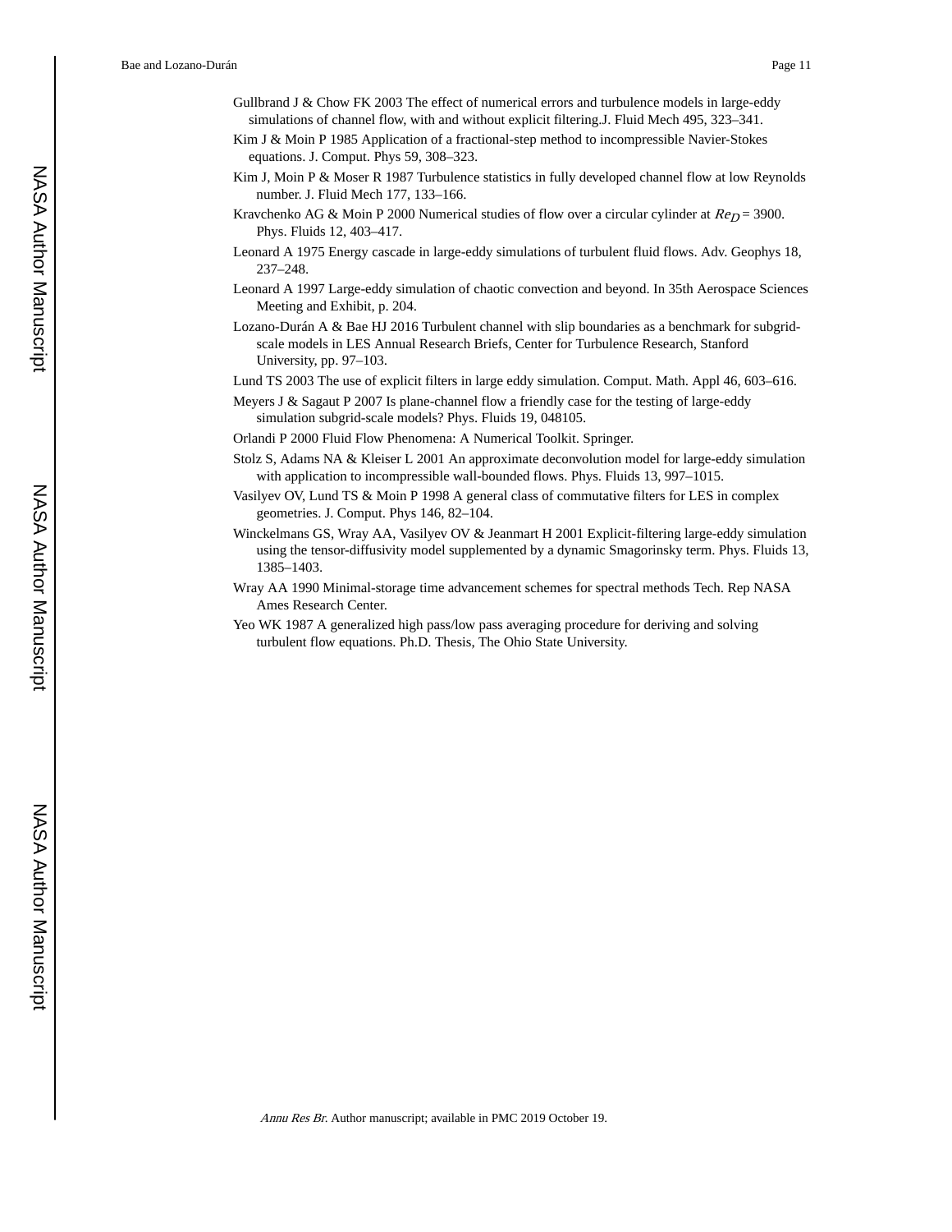Gullbrand J & Chow FK 2003 The effect of numerical errors and turbulence models in large-eddy simulations of channel flow, with and without explicit filtering.J. Fluid Mech 495, 323–341.

Kim J & Moin P 1985 Application of a fractional-step method to incompressible Navier-Stokes equations. J. Comput. Phys 59, 308–323.

Kim J, Moin P & Moser R 1987 Turbulence statistics in fully developed channel flow at low Reynolds number. J. Fluid Mech 177, 133–166.

Kravchenko AG & Moin P 2000 Numerical studies of flow over a circular cylinder at $Re_D = 3900$. Phys. Fluids 12, 403–417.

Leonard A 1975 Energy cascade in large-eddy simulations of turbulent fluid flows. Adv. Geophys 18, 237–248.

Leonard A 1997 Large-eddy simulation of chaotic convection and beyond. In 35th Aerospace Sciences Meeting and Exhibit, p. 204.

Lozano-Durán A & Bae HJ 2016 Turbulent channel with slip boundaries as a benchmark for subgrid-scale models in LES Annual Research Briefs, Center for Turbulence Research, Stanford University, pp. 97–103.

Lund TS 2003 The use of explicit filters in large eddy simulation. Comput. Math. Appl 46, 603–616.

Meyers J & Sagaut P 2007 Is plane-channel flow a friendly case for the testing of large-eddy simulation subgrid-scale models? Phys. Fluids 19, 048105.

Orlandi P 2000 Fluid Flow Phenomena: A Numerical Toolkit. Springer.

Stolz S, Adams NA & Kleiser L 2001 An approximate deconvolution model for large-eddy simulation with application to incompressible wall-bounded flows. Phys. Fluids 13, 997–1015.

Vasilyev OV, Lund TS & Moin P 1998 A general class of commutative filters for LES in complex geometries. J. Comput. Phys 146, 82–104.

Winckelmans GS, Wray AA, Vasilyev OV & Jeanmart H 2001 Explicit-filtering large-eddy simulation using the tensor-diffusivity model supplemented by a dynamic Smagorinsky term. Phys. Fluids 13, 1385–1403.

Wray AA 1990 Minimal-storage time advancement schemes for spectral methods Tech. Rep NASA Ames Research Center.

Yeo WK 1987 A generalized high pass/low pass averaging procedure for deriving and solving turbulent flow equations. Ph.D. Thesis, The Ohio State University.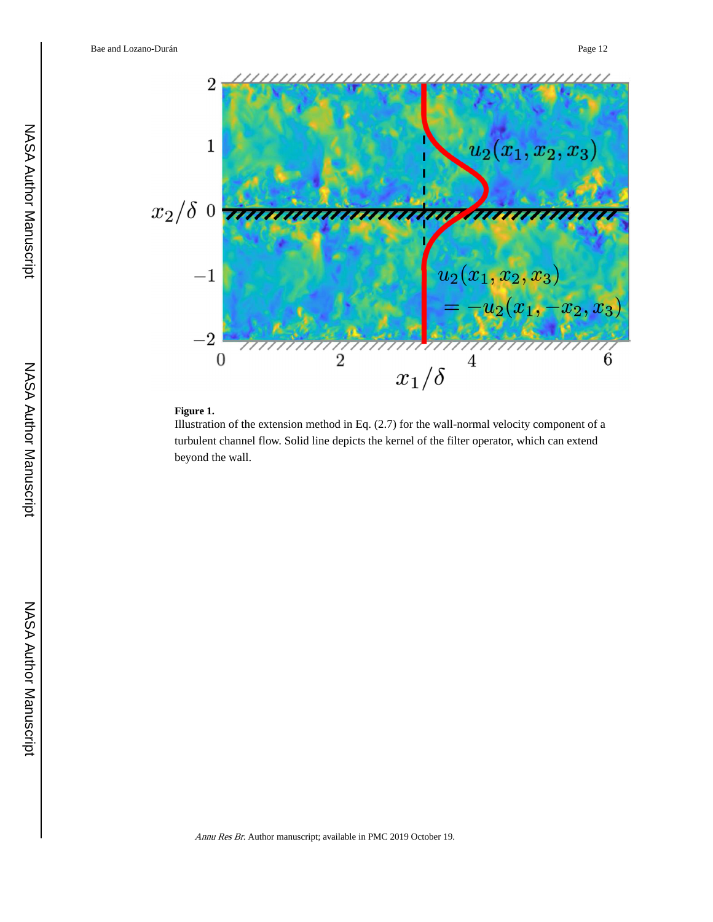**Figure 1.**

Illustration of the extension method in Eq. (2.7) for the wall-normal velocity component of a turbulent channel flow. Solid line depicts the kernel of the filter operator, which can extend beyond the wall.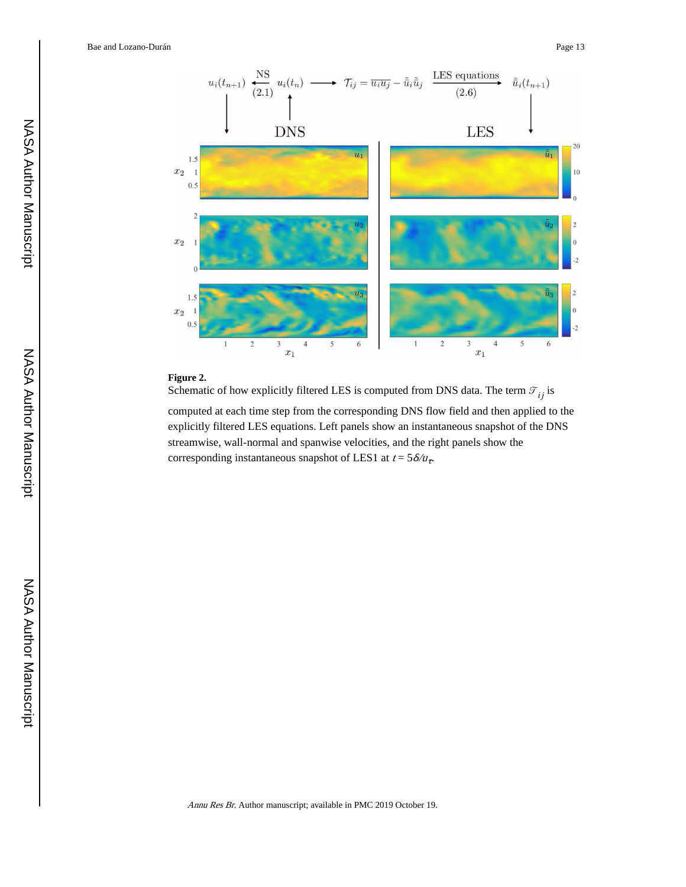**Figure 2.**

Schematic of how explicitly filtered LES is computed from DNS data. The term $\mathscr{T}_{ij}$ is computed at each time step from the corresponding DNS flow field and then applied to the explicitly filtered LES equations. Left panels show an instantaneous snapshot of the DNS streamwise, wall-normal and spanwise velocities, and the right panels show the corresponding instantaneous snapshot of LES1 at $t = 5\delta/u_\tau$.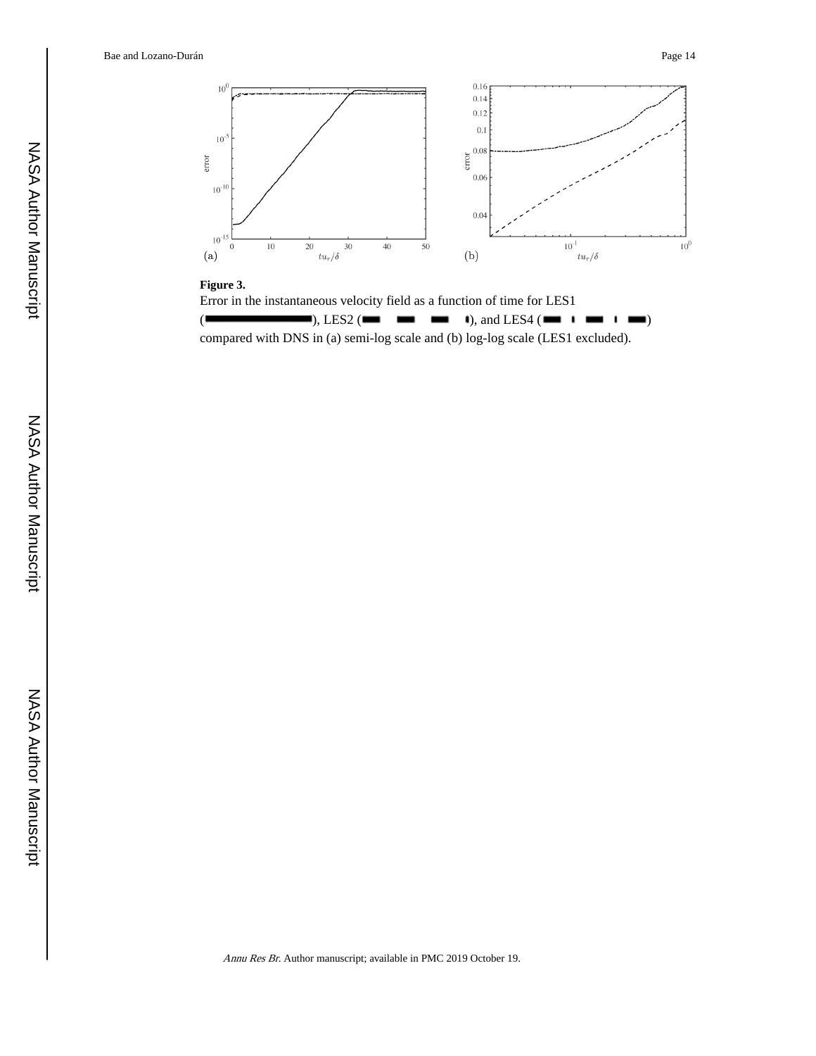**Figure 3.**

Error in the instantaneous velocity field as a function of time for LES1 (————), LES2 (– – –), and LES4 (– · – ·) compared with DNS in (a) semi-log scale and (b) log-log scale (LES1 excluded).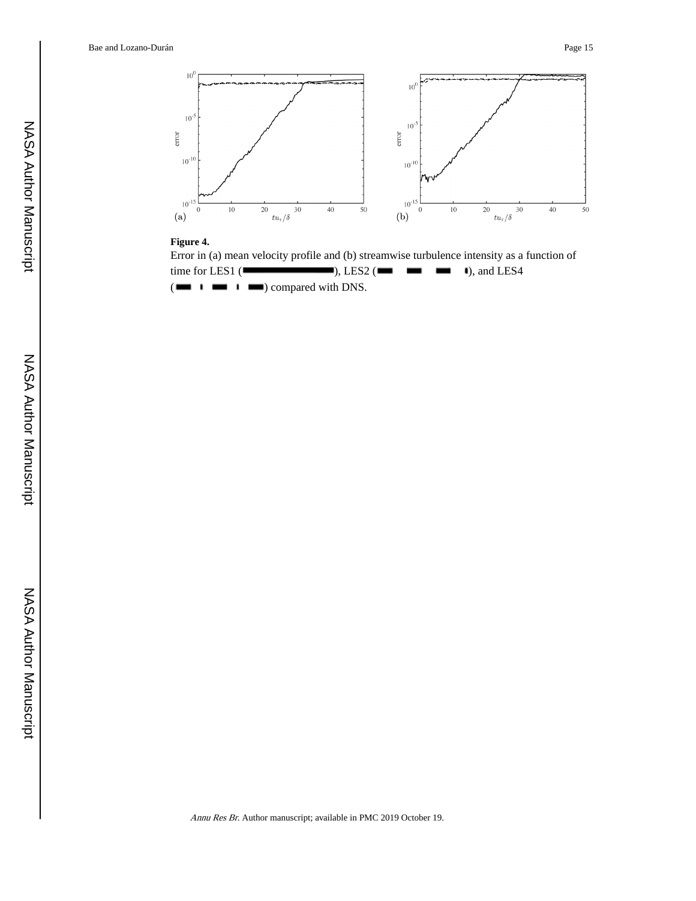**Figure 4.**

Error in (a) mean velocity profile and (b) streamwise turbulence intensity as a function of time for LES1 (solid line), LES2 (dashed line), and LES4 (dash-dotted line) compared with DNS.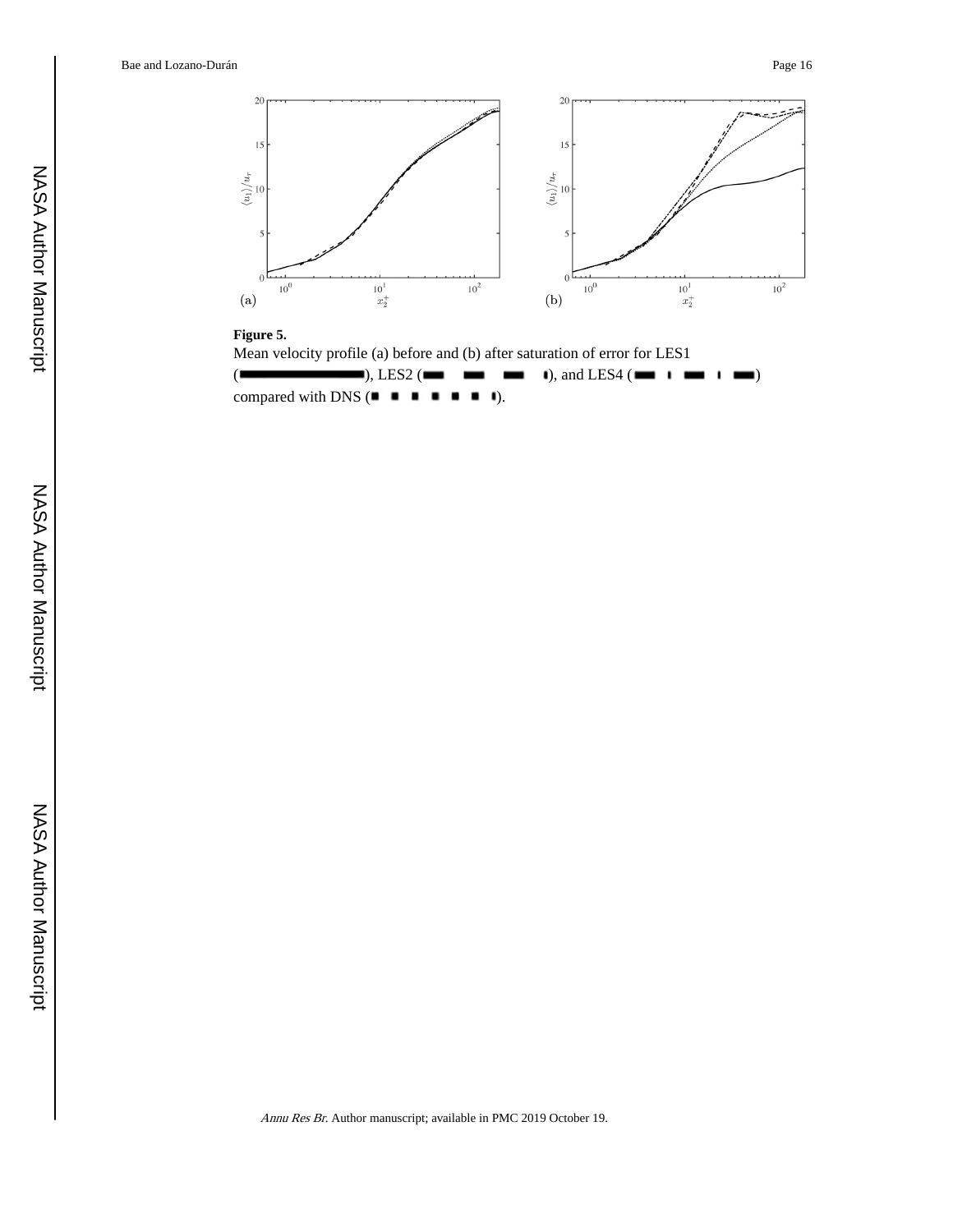**Figure 5.**

Mean velocity profile (a) before and (b) after saturation of error for LES1 (————), LES2 (— — — ▮), and LES4 (— ▮ — ▮ —) compared with DNS (▪ ▪ ▪ ▪ ▪ ▪ ▮).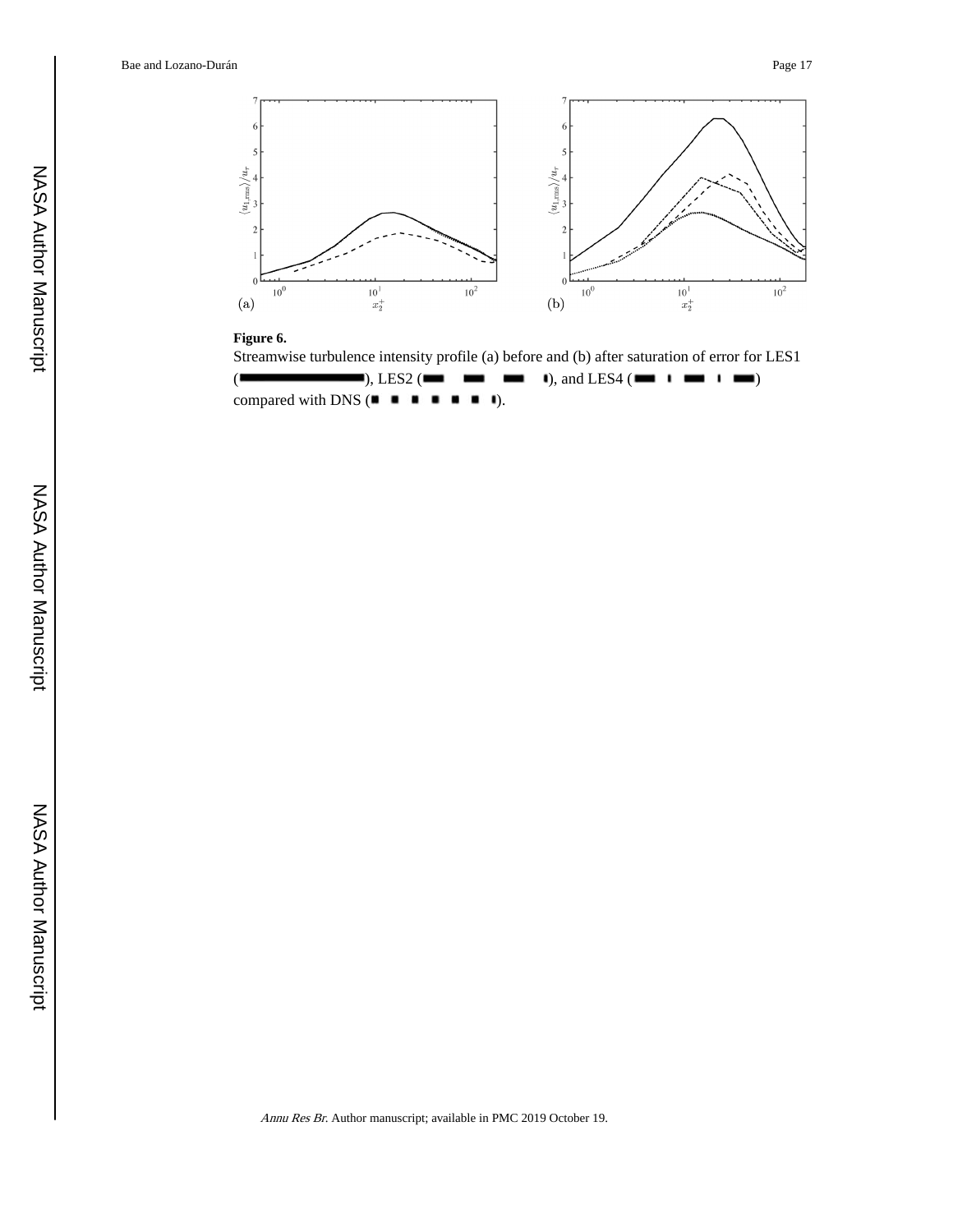**Figure 6.**

Streamwise turbulence intensity profile (a) before and (b) after saturation of error for LES1 (▬▬▬▬▬▬), LES2 (▬ ▬ ▬ ▮), and LES4 (▬ ▮ ▬ ▮ ▬) compared with DNS (▪ ▪ ▪ ▪ ▪ ▪ ▮).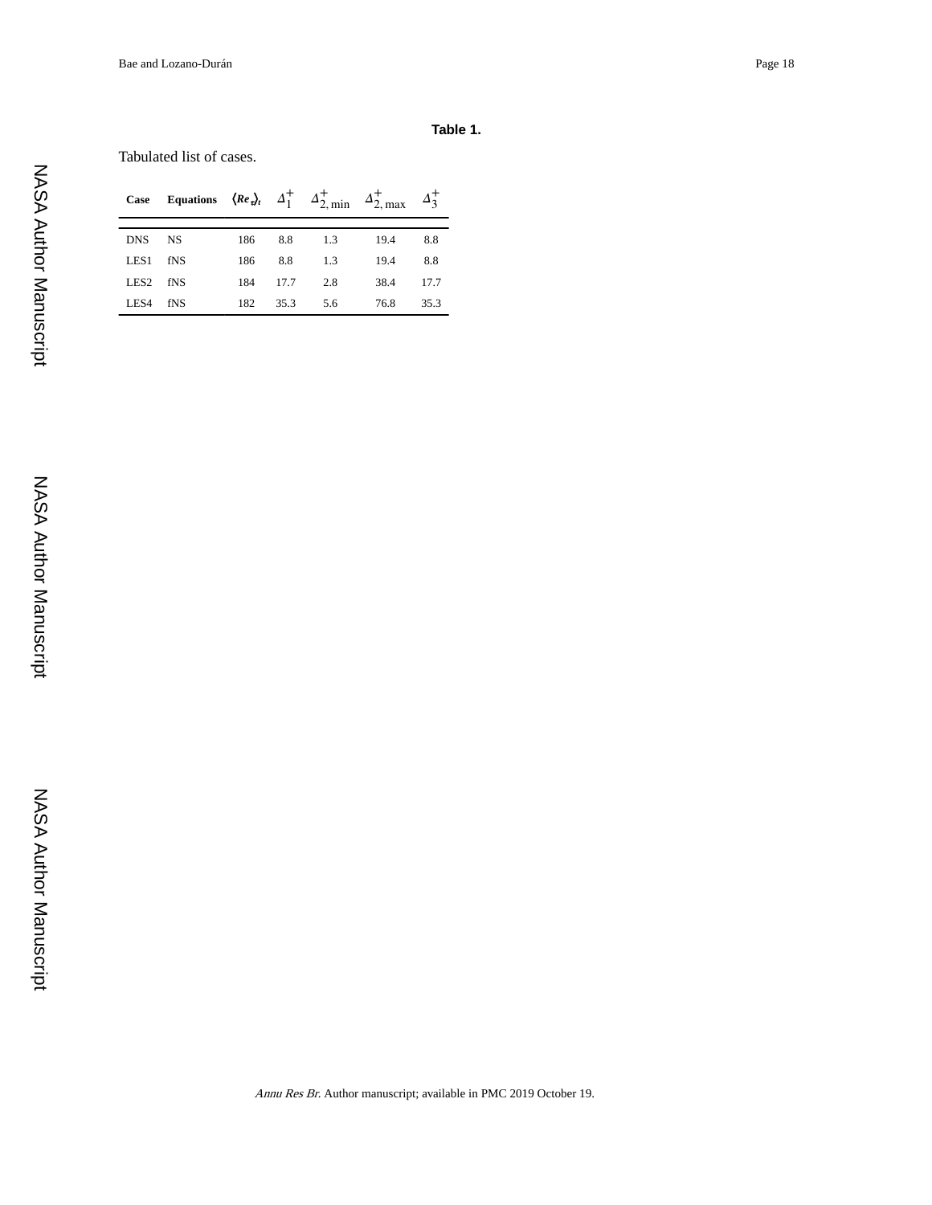**Table 1.**

Tabulated list of cases.

| Case | Equations | $\langle Re_\tau \rangle_t$ | $\Delta_1^+$ | $\Delta_{2,\min}^+$ | $\Delta_{2,\max}^+$ | $\Delta_3^+$ |
|---|---|---|---|---|---|---|
| DNS | NS | 186 | 8.8 | 1.3 | 19.4 | 8.8 |
| LES1 | fNS | 186 | 8.8 | 1.3 | 19.4 | 8.8 |
| LES2 | fNS | 184 | 17.7 | 2.8 | 38.4 | 17.7 |
| LES4 | fNS | 182 | 35.3 | 5.6 | 76.8 | 35.3 |